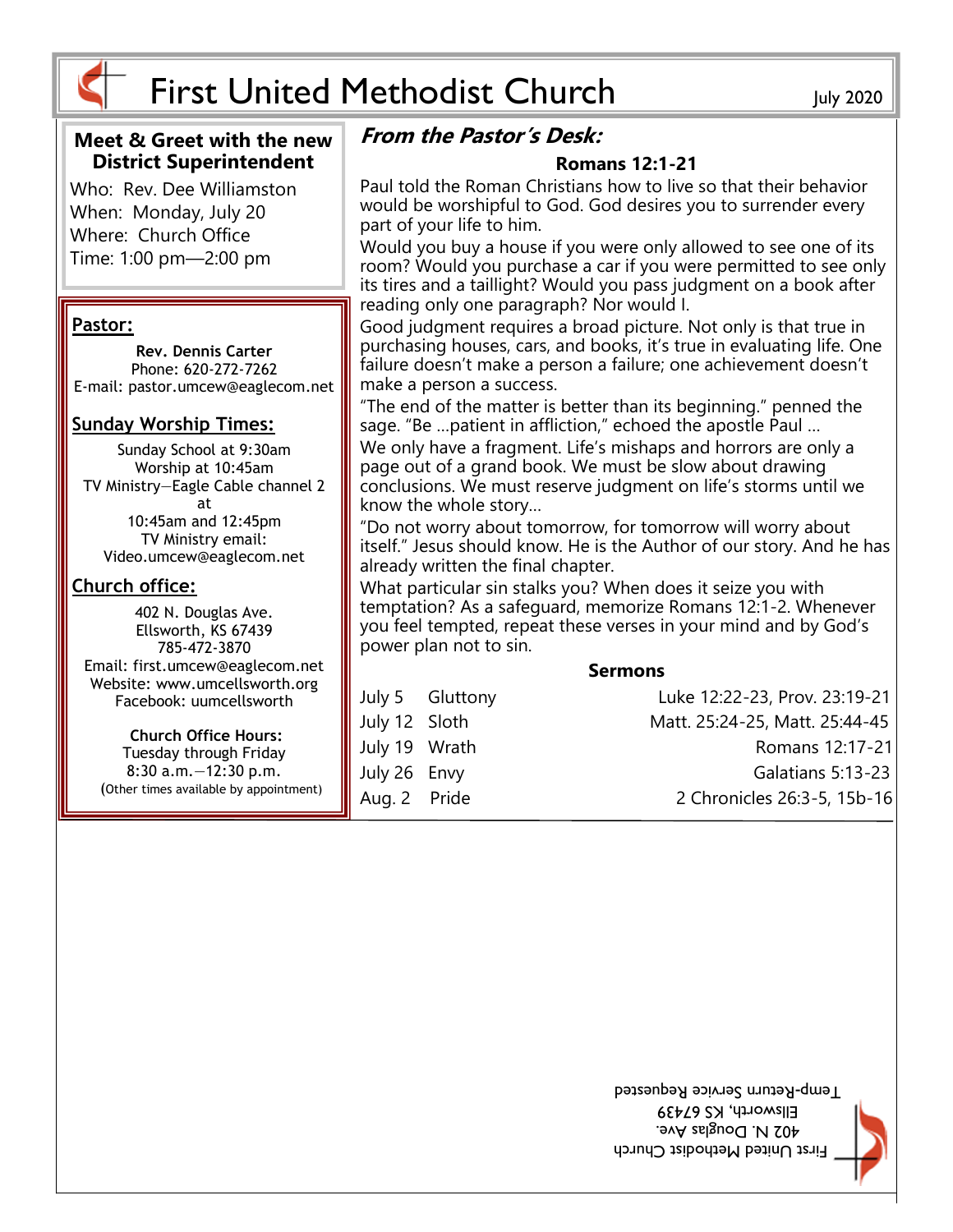# First United Methodist Church

July 2020

## Meet & Greet with the new District Superintendent

Who: Rev. Dee Williamston
When: Monday, July 20
Where: Church Office
Time: 1:00 pm—2:00 pm

**Pastor:**

**Rev. Dennis Carter**
Phone: 620-272-7262
E-mail: pastor.umcew@eaglecom.net

**Sunday Worship Times:**

Sunday School at 9:30am
Worship at 10:45am
TV Ministry—Eagle Cable channel 2 at
10:45am and 12:45pm
TV Ministry email:
Video.umcew@eaglecom.net

**Church office:**

402 N. Douglas Ave.
Ellsworth, KS 67439
785-472-3870
Email: first.umcew@eaglecom.net
Website: www.umcellsworth.org
Facebook: uumcellsworth

**Church Office Hours:**
Tuesday through Friday
8:30 a.m.—12:30 p.m.
(Other times available by appointment)

## *From the Pastor's Desk:*

**Romans 12:1-21**

Paul told the Roman Christians how to live so that their behavior would be worshipful to God. God desires you to surrender every part of your life to him.

Would you buy a house if you were only allowed to see one of its room? Would you purchase a car if you were permitted to see only its tires and a taillight? Would you pass judgment on a book after reading only one paragraph? Nor would I.

Good judgment requires a broad picture. Not only is that true in purchasing houses, cars, and books, it's true in evaluating life. One failure doesn't make a person a failure; one achievement doesn't make a person a success.

"The end of the matter is better than its beginning." penned the sage. "Be ...patient in affliction," echoed the apostle Paul ...

We only have a fragment. Life's mishaps and horrors are only a page out of a grand book. We must be slow about drawing conclusions. We must reserve judgment on life's storms until we know the whole story...

"Do not worry about tomorrow, for tomorrow will worry about itself." Jesus should know. He is the Author of our story. And he has already written the final chapter.

What particular sin stalks you? When does it seize you with temptation? As a safeguard, memorize Romans 12:1-2. Whenever you feel tempted, repeat these verses in your mind and by God's power plan not to sin.

**Sermons**

| Date | Sermon | Scripture |
|---|---|---|
| July 5 | Gluttony | Luke 12:22-23, Prov. 23:19-21 |
| July 12 | Sloth | Matt. 25:24-25, Matt. 25:44-45 |
| July 19 | Wrath | Romans 12:17-21 |
| July 26 | Envy | Galatians 5:13-23 |
| Aug. 2 | Pride | 2 Chronicles 26:3-5, 15b-16 |

First United Methodist Church
402 N. Douglas Ave.
Ellsworth, KS 67439
Temp-Return Service Requested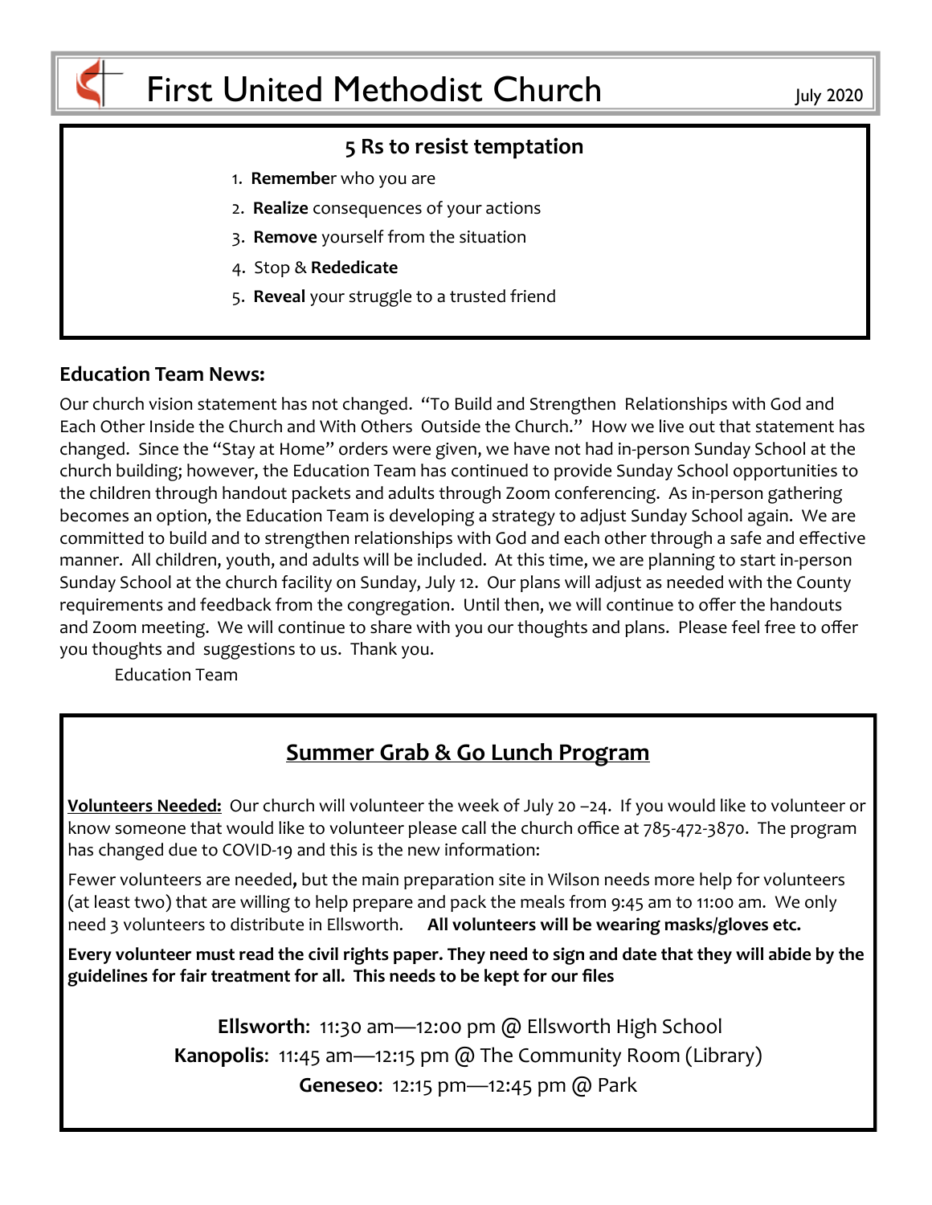# First United Methodist Church

July 2020

## 5 Rs to resist temptation

1. **Remember** who you are
2. **Realize** consequences of your actions
3. **Remove** yourself from the situation
4. Stop & **Rededicate**
5. **Reveal** your struggle to a trusted friend

## Education Team News:

Our church vision statement has not changed. "To Build and Strengthen Relationships with God and Each Other Inside the Church and With Others Outside the Church." How we live out that statement has changed. Since the "Stay at Home" orders were given, we have not had in-person Sunday School at the church building; however, the Education Team has continued to provide Sunday School opportunities to the children through handout packets and adults through Zoom conferencing. As in-person gathering becomes an option, the Education Team is developing a strategy to adjust Sunday School again. We are committed to build and to strengthen relationships with God and each other through a safe and effective manner. All children, youth, and adults will be included. At this time, we are planning to start in-person Sunday School at the church facility on Sunday, July 12. Our plans will adjust as needed with the County requirements and feedback from the congregation. Until then, we will continue to offer the handouts and Zoom meeting. We will continue to share with you our thoughts and plans. Please feel free to offer you thoughts and suggestions to us. Thank you.

Education Team

## Summer Grab & Go Lunch Program

**Volunteers Needed:** Our church will volunteer the week of July 20 –24. If you would like to volunteer or know someone that would like to volunteer please call the church office at 785-472-3870. The program has changed due to COVID-19 and this is the new information:

Fewer volunteers are needed**,** but the main preparation site in Wilson needs more help for volunteers (at least two) that are willing to help prepare and pack the meals from 9:45 am to 11:00 am. We only need 3 volunteers to distribute in Ellsworth. **All volunteers will be wearing masks/gloves etc.**

**Every volunteer must read the civil rights paper. They need to sign and date that they will abide by the guidelines for fair treatment for all. This needs to be kept for our files**

**Ellsworth**: 11:30 am—12:00 pm @ Ellsworth High School

**Kanopolis**: 11:45 am—12:15 pm @ The Community Room (Library)

**Geneseo**: 12:15 pm—12:45 pm @ Park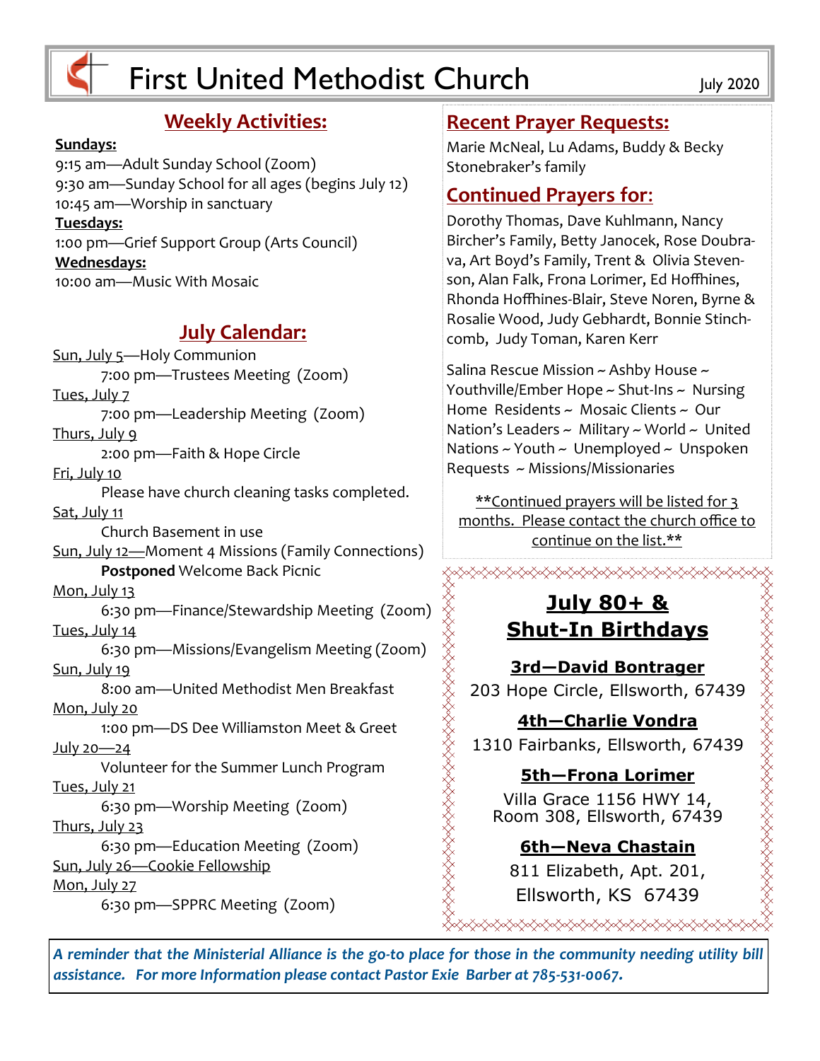# First United Methodist Church

July 2020

## Weekly Activities:

**Sundays:**

9:15 am—Adult Sunday School (Zoom)
9:30 am—Sunday School for all ages (begins July 12)
10:45 am—Worship in sanctuary

**Tuesdays:**

1:00 pm—Grief Support Group (Arts Council)

**Wednesdays:**

10:00 am—Music With Mosaic

## July Calendar:

Sun, July 5—Holy Communion
7:00 pm—Trustees Meeting (Zoom)

Tues, July 7
7:00 pm—Leadership Meeting (Zoom)

Thurs, July 9
2:00 pm—Faith & Hope Circle

Fri, July 10
Please have church cleaning tasks completed.

Sat, July 11
Church Basement in use

Sun, July 12—Moment 4 Missions (Family Connections)
**Postponed** Welcome Back Picnic

Mon, July 13
6:30 pm—Finance/Stewardship Meeting (Zoom)

Tues, July 14
6:30 pm—Missions/Evangelism Meeting (Zoom)

Sun, July 19
8:00 am—United Methodist Men Breakfast

Mon, July 20
1:00 pm—DS Dee Williamston Meet & Greet

July 20—24
Volunteer for the Summer Lunch Program

Tues, July 21
6:30 pm—Worship Meeting (Zoom)

Thurs, July 23
6:30 pm—Education Meeting (Zoom)

Sun, July 26—Cookie Fellowship

Mon, July 27
6:30 pm—SPPRC Meeting (Zoom)

## Recent Prayer Requests:

Marie McNeal, Lu Adams, Buddy & Becky Stonebraker's family

## Continued Prayers for:

Dorothy Thomas, Dave Kuhlmann, Nancy Bircher's Family, Betty Janocek, Rose Doubrava, Art Boyd's Family, Trent & Olivia Stevenson, Alan Falk, Frona Lorimer, Ed Hoffhines, Rhonda Hoffhines-Blair, Steve Noren, Byrne & Rosalie Wood, Judy Gebhardt, Bonnie Stinchcomb, Judy Toman, Karen Kerr

Salina Rescue Mission ~ Ashby House ~ Youthville/Ember Hope ~ Shut-Ins ~ Nursing Home Residents ~ Mosaic Clients ~ Our Nation's Leaders ~ Military ~ World ~ United Nations ~ Youth ~ Unemployed ~ Unspoken Requests ~ Missions/Missionaries

**Continued prayers will be listed for 3 months. Please contact the church office to continue on the list.**

## July 80+ & Shut-In Birthdays

**3rd—David Bontrager**
203 Hope Circle, Ellsworth, 67439

**4th—Charlie Vondra**
1310 Fairbanks, Ellsworth, 67439

**5th—Frona Lorimer**
Villa Grace 1156 HWY 14, Room 308, Ellsworth, 67439

**6th—Neva Chastain**
811 Elizabeth, Apt. 201, Ellsworth, KS 67439

*A reminder that the Ministerial Alliance is the go-to place for those in the community needing utility bill assistance. For more Information please contact Pastor Exie Barber at 785-531-0067.*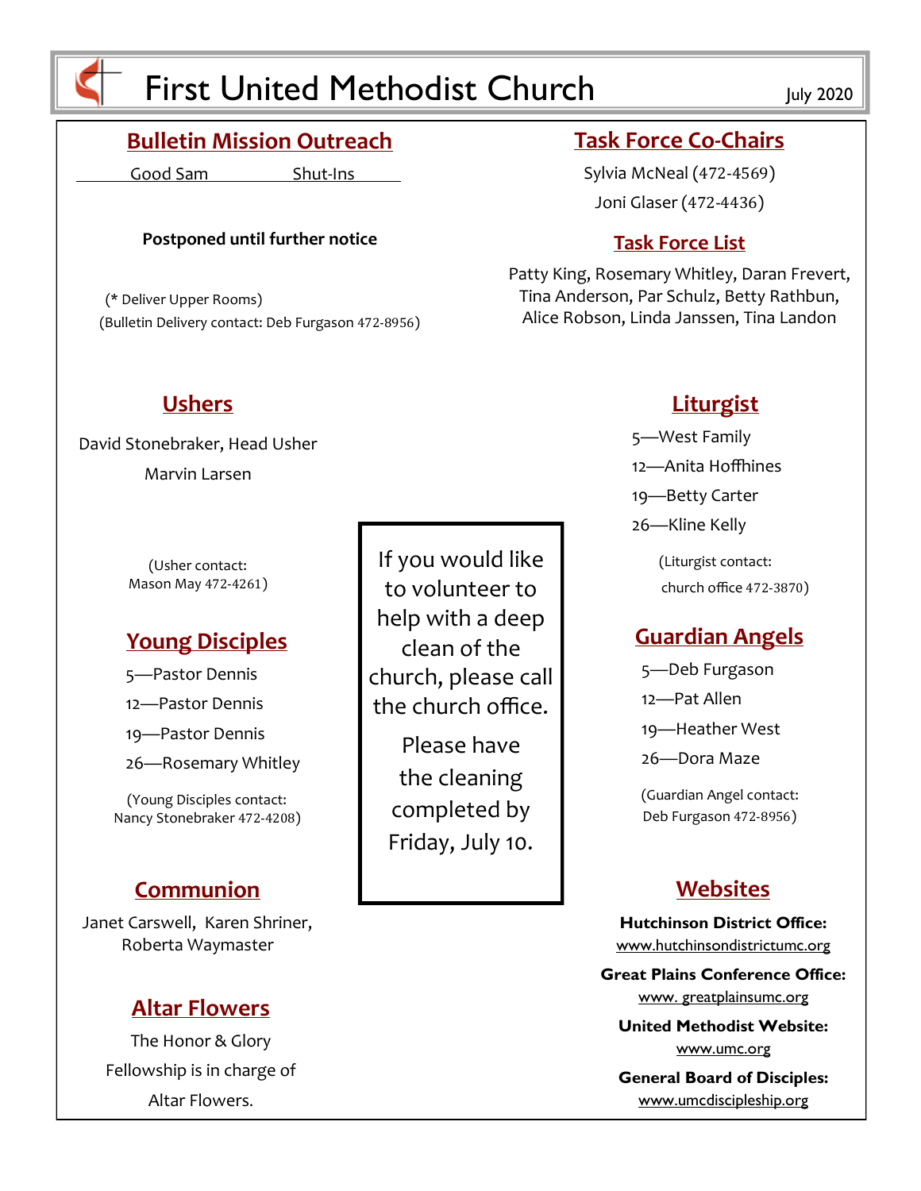# First United Methodist Church

July 2020

## Bulletin Mission Outreach

Good Sam Shut-Ins

**Postponed until further notice**

(* Deliver Upper Rooms)
(Bulletin Delivery contact: Deb Furgason 472-8956)

## Ushers

David Stonebraker, Head Usher
Marvin Larsen

(Usher contact:
Mason May 472-4261)

## Young Disciples

5—Pastor Dennis
12—Pastor Dennis
19—Pastor Dennis
26—Rosemary Whitley

(Young Disciples contact:
Nancy Stonebraker 472-4208)

## Communion

Janet Carswell, Karen Shriner, Roberta Waymaster

## Altar Flowers

The Honor & Glory Fellowship is in charge of Altar Flowers.

If you would like to volunteer to help with a deep clean of the church, please call the church office.

Please have the cleaning completed by Friday, July 10.

## Task Force Co-Chairs

Sylvia McNeal (472-4569)
Joni Glaser (472-4436)

## Task Force List

Patty King, Rosemary Whitley, Daran Frevert, Tina Anderson, Par Schulz, Betty Rathbun, Alice Robson, Linda Janssen, Tina Landon

## Liturgist

5—West Family
12—Anita Hoffhines
19—Betty Carter
26—Kline Kelly

(Liturgist contact:
church office 472-3870)

## Guardian Angels

5—Deb Furgason
12—Pat Allen
19—Heather West
26—Dora Maze

(Guardian Angel contact:
Deb Furgason 472-8956)

## Websites

**Hutchinson District Office:**
www.hutchinsondistrictumc.org

**Great Plains Conference Office:**
www. greatplainsumc.org

**United Methodist Website:**
www.umc.org

**General Board of Disciples:**
www.umcdiscipleship.org